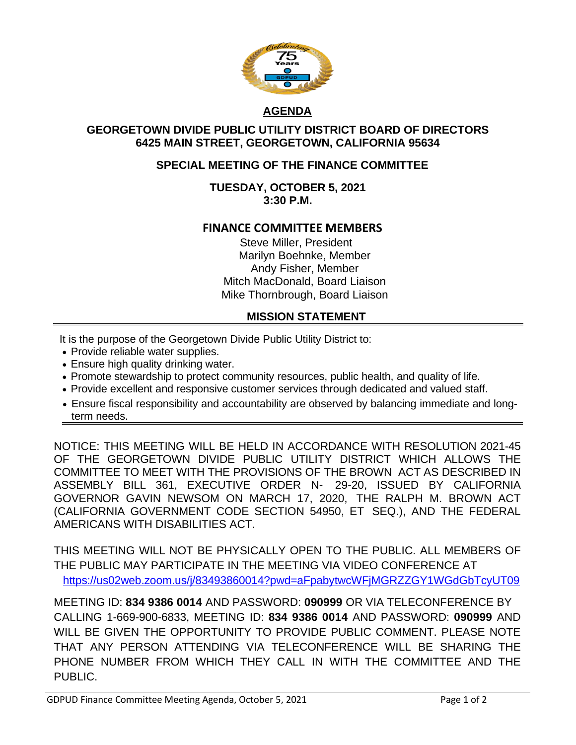# AGENDA

## GEORGETOWN DIVIDE PUBLIC UTILITY DISTRICT BOARD OF DIRECTORS
## 6425 MAIN STREET, GEORGETOWN, CALIFORNIA 95634

### SPECIAL MEETING OF THE FINANCE COMMITTEE

**TUESDAY, OCTOBER 5, 2021**
**3:30 P.M.**

### FINANCE COMMITTEE MEMBERS

Steve Miller, President
Marilyn Boehnke, Member
Andy Fisher, Member
Mitch MacDonald, Board Liaison
Mike Thornbrough, Board Liaison

### MISSION STATEMENT

It is the purpose of the Georgetown Divide Public Utility District to:

- Provide reliable water supplies.
- Ensure high quality drinking water.
- Promote stewardship to protect community resources, public health, and quality of life.
- Provide excellent and responsive customer services through dedicated and valued staff.
- Ensure fiscal responsibility and accountability are observed by balancing immediate and long-term needs.

NOTICE: THIS MEETING WILL BE HELD IN ACCORDANCE WITH RESOLUTION 2021-45 OF THE GEORGETOWN DIVIDE PUBLIC UTILITY DISTRICT WHICH ALLOWS THE COMMITTEE TO MEET WITH THE PROVISIONS OF THE BROWN ACT AS DESCRIBED IN ASSEMBLY BILL 361, EXECUTIVE ORDER N- 29-20, ISSUED BY CALIFORNIA GOVERNOR GAVIN NEWSOM ON MARCH 17, 2020, THE RALPH M. BROWN ACT (CALIFORNIA GOVERNMENT CODE SECTION 54950, ET SEQ.), AND THE FEDERAL AMERICANS WITH DISABILITIES ACT.

THIS MEETING WILL NOT BE PHYSICALLY OPEN TO THE PUBLIC. ALL MEMBERS OF THE PUBLIC MAY PARTICIPATE IN THE MEETING VIA VIDEO CONFERENCE AT https://us02web.zoom.us/j/83493860014?pwd=aFpabytwcWFjMGRZZGY1WGdGbTcyUT09

MEETING ID: **834 9386 0014** AND PASSWORD: **090999** OR VIA TELECONFERENCE BY CALLING 1-669-900-6833, MEETING ID: **834 9386 0014** AND PASSWORD: **090999** AND WILL BE GIVEN THE OPPORTUNITY TO PROVIDE PUBLIC COMMENT. PLEASE NOTE THAT ANY PERSON ATTENDING VIA TELECONFERENCE WILL BE SHARING THE PHONE NUMBER FROM WHICH THEY CALL IN WITH THE COMMITTEE AND THE PUBLIC.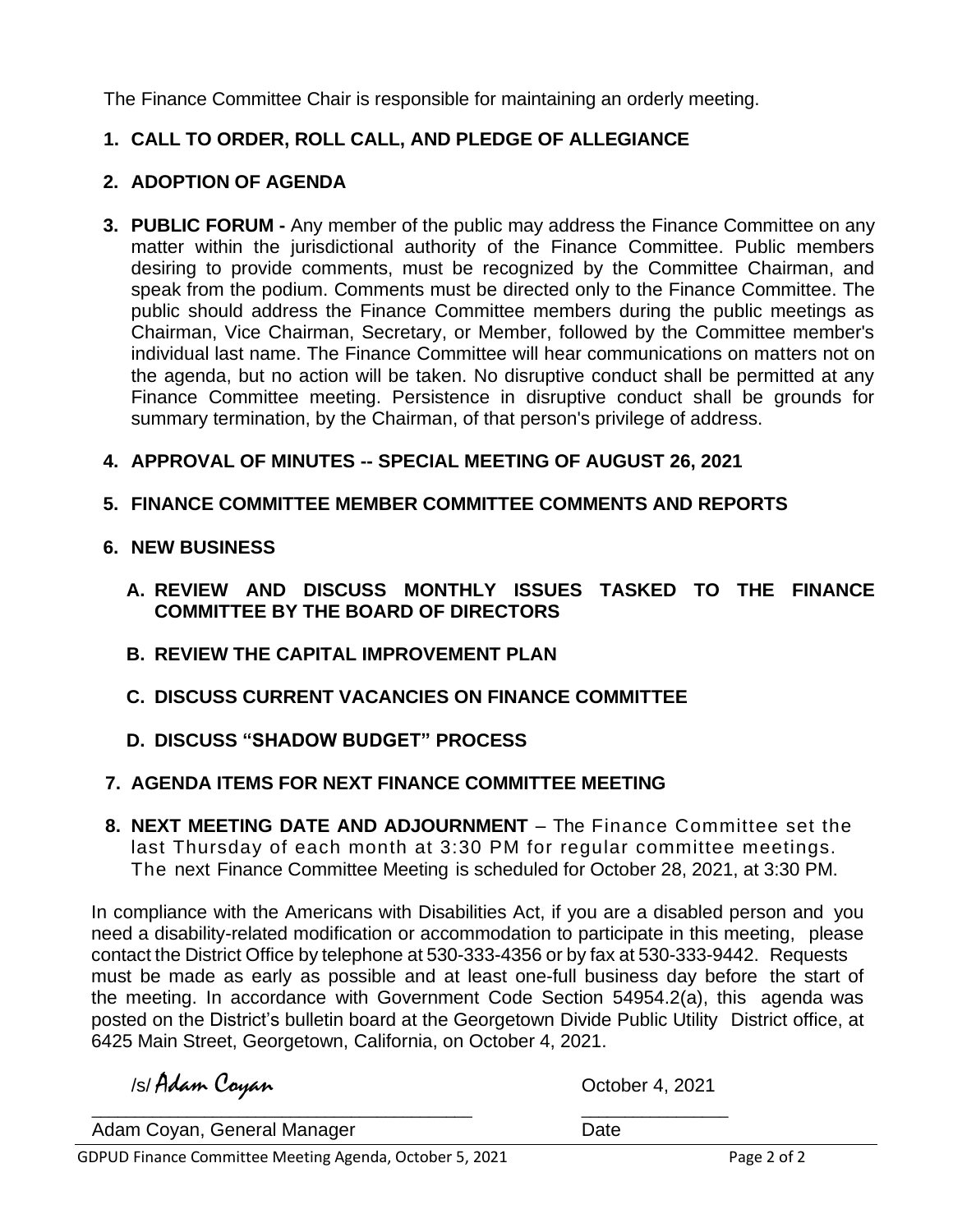The Finance Committee Chair is responsible for maintaining an orderly meeting.

1. **CALL TO ORDER, ROLL CALL, AND PLEDGE OF ALLEGIANCE**

2. **ADOPTION OF AGENDA**

3. **PUBLIC FORUM -** Any member of the public may address the Finance Committee on any matter within the jurisdictional authority of the Finance Committee. Public members desiring to provide comments, must be recognized by the Committee Chairman, and speak from the podium. Comments must be directed only to the Finance Committee. The public should address the Finance Committee members during the public meetings as Chairman, Vice Chairman, Secretary, or Member, followed by the Committee member's individual last name. The Finance Committee will hear communications on matters not on the agenda, but no action will be taken. No disruptive conduct shall be permitted at any Finance Committee meeting. Persistence in disruptive conduct shall be grounds for summary termination, by the Chairman, of that person's privilege of address.

4. **APPROVAL OF MINUTES -- SPECIAL MEETING OF AUGUST 26, 2021**

5. **FINANCE COMMITTEE MEMBER COMMITTEE COMMENTS AND REPORTS**

6. **NEW BUSINESS**

   A. **REVIEW AND DISCUSS MONTHLY ISSUES TASKED TO THE FINANCE COMMITTEE BY THE BOARD OF DIRECTORS**

   B. **REVIEW THE CAPITAL IMPROVEMENT PLAN**

   C. **DISCUSS CURRENT VACANCIES ON FINANCE COMMITTEE**

   D. **DISCUSS "SHADOW BUDGET" PROCESS**

7. **AGENDA ITEMS FOR NEXT FINANCE COMMITTEE MEETING**

8. **NEXT MEETING DATE AND ADJOURNMENT** – The Finance Committee set the last Thursday of each month at 3:30 PM for regular committee meetings. The next Finance Committee Meeting is scheduled for October 28, 2021, at 3:30 PM.

In compliance with the Americans with Disabilities Act, if you are a disabled person and you need a disability-related modification or accommodation to participate in this meeting, please contact the District Office by telephone at 530-333-4356 or by fax at 530-333-9442. Requests must be made as early as possible and at least one-full business day before the start of the meeting. In accordance with Government Code Section 54954.2(a), this agenda was posted on the District's bulletin board at the Georgetown Divide Public Utility District office, at 6425 Main Street, Georgetown, California, on October 4, 2021.

/s/ Adam Coyan — October 4, 2021

Adam Coyan, General Manager — Date